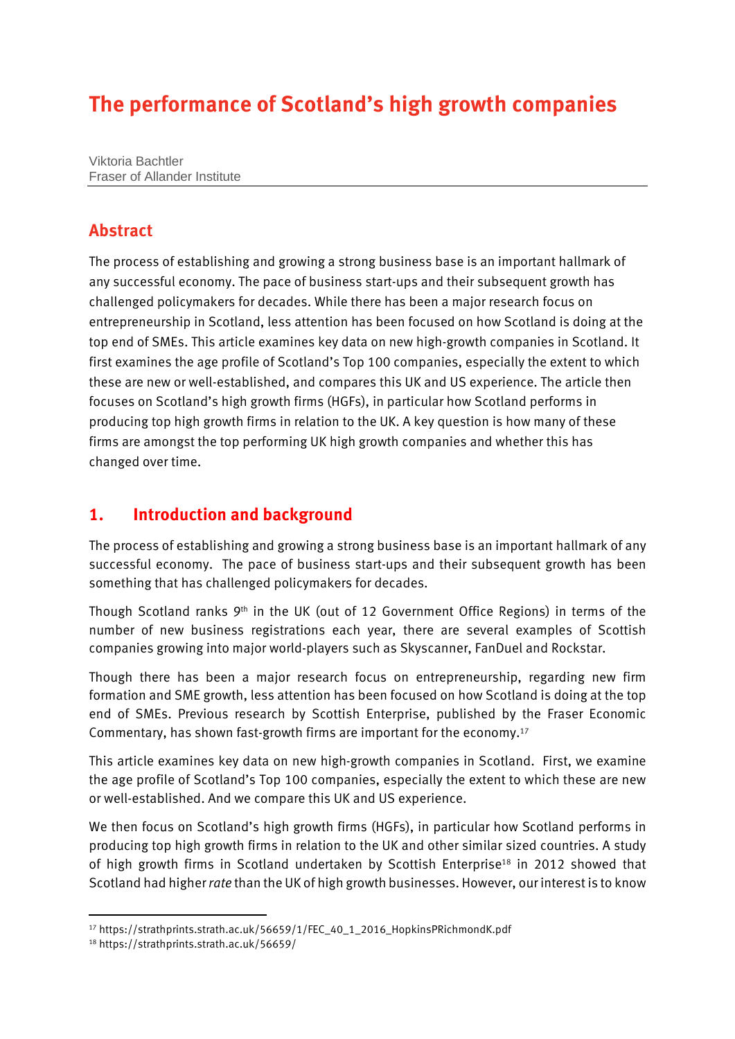# The performance of Scotland's high growth companies

Viktoria Bachtler
Fraser of Allander Institute

## Abstract

The process of establishing and growing a strong business base is an important hallmark of any successful economy. The pace of business start-ups and their subsequent growth has challenged policymakers for decades. While there has been a major research focus on entrepreneurship in Scotland, less attention has been focused on how Scotland is doing at the top end of SMEs. This article examines key data on new high-growth companies in Scotland. It first examines the age profile of Scotland's Top 100 companies, especially the extent to which these are new or well-established, and compares this UK and US experience. The article then focuses on Scotland's high growth firms (HGFs), in particular how Scotland performs in producing top high growth firms in relation to the UK. A key question is how many of these firms are amongst the top performing UK high growth companies and whether this has changed over time.

## 1. Introduction and background

The process of establishing and growing a strong business base is an important hallmark of any successful economy. The pace of business start-ups and their subsequent growth has been something that has challenged policymakers for decades.

Though Scotland ranks 9th in the UK (out of 12 Government Office Regions) in terms of the number of new business registrations each year, there are several examples of Scottish companies growing into major world-players such as Skyscanner, FanDuel and Rockstar.

Though there has been a major research focus on entrepreneurship, regarding new firm formation and SME growth, less attention has been focused on how Scotland is doing at the top end of SMEs. Previous research by Scottish Enterprise, published by the Fraser Economic Commentary, has shown fast-growth firms are important for the economy.[17]

This article examines key data on new high-growth companies in Scotland. First, we examine the age profile of Scotland's Top 100 companies, especially the extent to which these are new or well-established. And we compare this UK and US experience.

We then focus on Scotland's high growth firms (HGFs), in particular how Scotland performs in producing top high growth firms in relation to the UK and other similar sized countries. A study of high growth firms in Scotland undertaken by Scottish Enterprise[18] in 2012 showed that Scotland had higher *rate* than the UK of high growth businesses. However, our interest is to know

[17] https://strathprints.strath.ac.uk/56659/1/FEC_40_1_2016_HopkinsPRichmondK.pdf
[18] https://strathprints.strath.ac.uk/56659/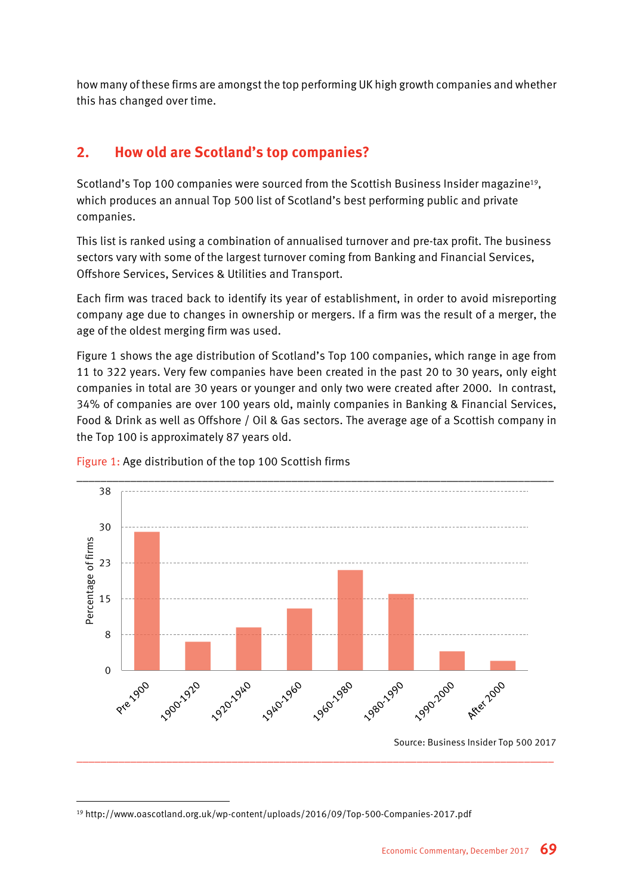how many of these firms are amongst the top performing UK high growth companies and whether this has changed over time.

## 2. How old are Scotland's top companies?

Scotland's Top 100 companies were sourced from the Scottish Business Insider magazine[19], which produces an annual Top 500 list of Scotland's best performing public and private companies.

This list is ranked using a combination of annualised turnover and pre-tax profit. The business sectors vary with some of the largest turnover coming from Banking and Financial Services, Offshore Services, Services & Utilities and Transport.

Each firm was traced back to identify its year of establishment, in order to avoid misreporting company age due to changes in ownership or mergers. If a firm was the result of a merger, the age of the oldest merging firm was used.

Figure 1 shows the age distribution of Scotland's Top 100 companies, which range in age from 11 to 322 years. Very few companies have been created in the past 20 to 30 years, only eight companies in total are 30 years or younger and only two were created after 2000. In contrast, 34% of companies are over 100 years old, mainly companies in Banking & Financial Services, Food & Drink as well as Offshore / Oil & Gas sectors. The average age of a Scottish company in the Top 100 is approximately 87 years old.

Figure 1: Age distribution of the top 100 Scottish firms

Source: Business Insider Top 500 2017

---

[19] http://www.oascotland.org.uk/wp-content/uploads/2016/09/Top-500-Companies-2017.pdf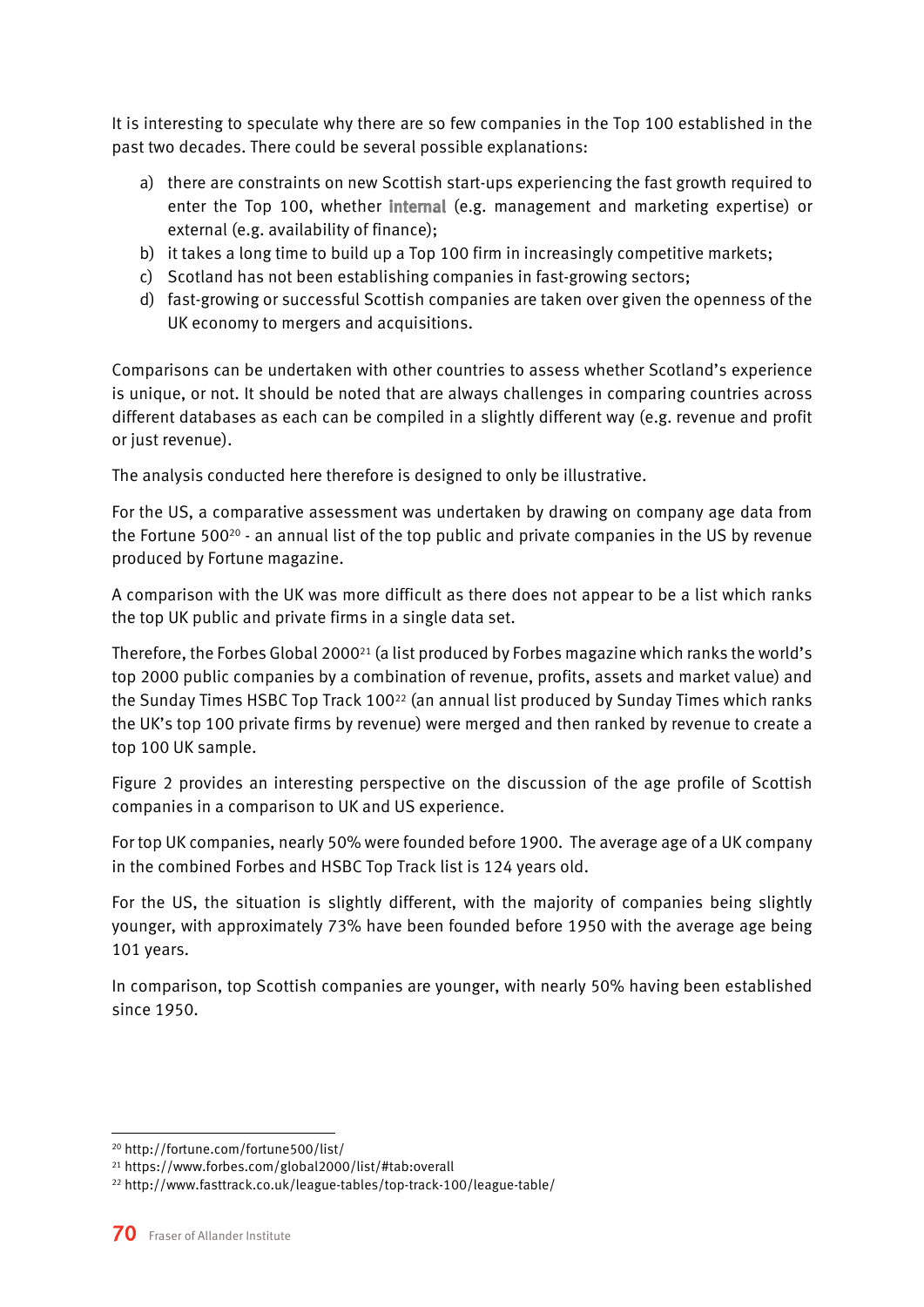It is interesting to speculate why there are so few companies in the Top 100 established in the past two decades. There could be several possible explanations:

a) there are constraints on new Scottish start-ups experiencing the fast growth required to enter the Top 100, whether internal (e.g. management and marketing expertise) or external (e.g. availability of finance);
b) it takes a long time to build up a Top 100 firm in increasingly competitive markets;
c) Scotland has not been establishing companies in fast-growing sectors;
d) fast-growing or successful Scottish companies are taken over given the openness of the UK economy to mergers and acquisitions.

Comparisons can be undertaken with other countries to assess whether Scotland's experience is unique, or not. It should be noted that are always challenges in comparing countries across different databases as each can be compiled in a slightly different way (e.g. revenue and profit or just revenue).

The analysis conducted here therefore is designed to only be illustrative.

For the US, a comparative assessment was undertaken by drawing on company age data from the Fortune 500[20] - an annual list of the top public and private companies in the US by revenue produced by Fortune magazine.

A comparison with the UK was more difficult as there does not appear to be a list which ranks the top UK public and private firms in a single data set.

Therefore, the Forbes Global 2000[21] (a list produced by Forbes magazine which ranks the world's top 2000 public companies by a combination of revenue, profits, assets and market value) and the Sunday Times HSBC Top Track 100[22] (an annual list produced by Sunday Times which ranks the UK's top 100 private firms by revenue) were merged and then ranked by revenue to create a top 100 UK sample.

Figure 2 provides an interesting perspective on the discussion of the age profile of Scottish companies in a comparison to UK and US experience.

For top UK companies, nearly 50% were founded before 1900. The average age of a UK company in the combined Forbes and HSBC Top Track list is 124 years old.

For the US, the situation is slightly different, with the majority of companies being slightly younger, with approximately 73% have been founded before 1950 with the average age being 101 years.

In comparison, top Scottish companies are younger, with nearly 50% having been established since 1950.

---

[20] http://fortune.com/fortune500/list/

[21] https://www.forbes.com/global2000/list/#tab:overall

[22] http://www.fasttrack.co.uk/league-tables/top-track-100/league-table/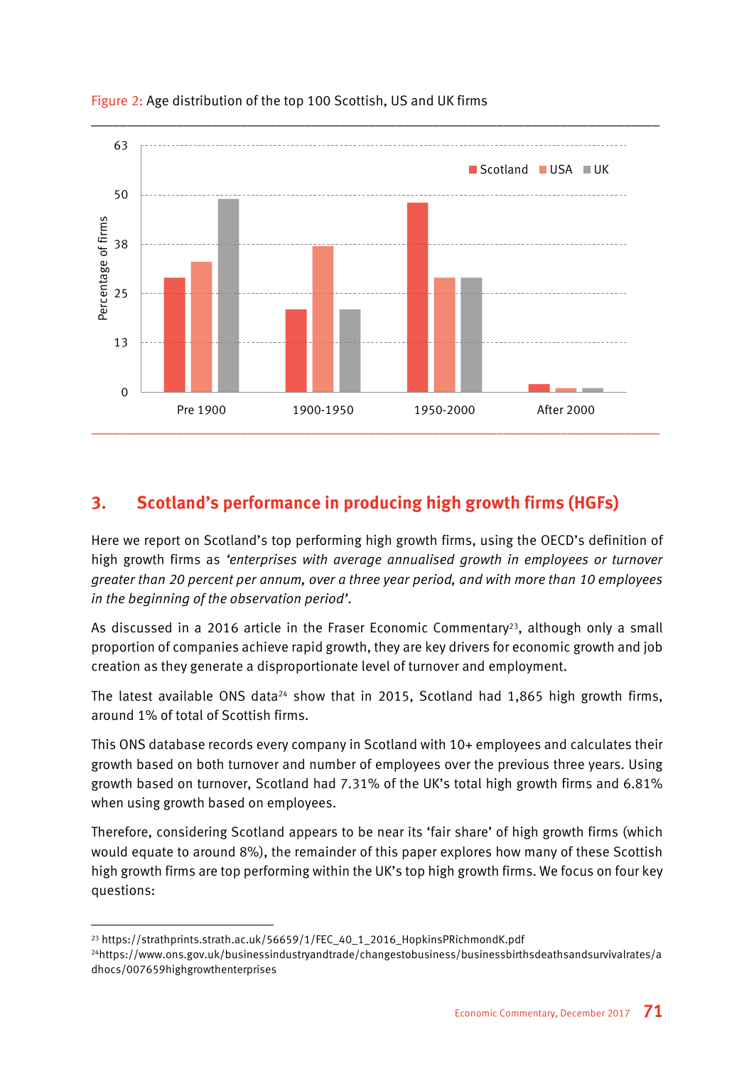Figure 2: Age distribution of the top 100 Scottish, US and UK firms

## 3. Scotland's performance in producing high growth firms (HGFs)

Here we report on Scotland's top performing high growth firms, using the OECD's definition of high growth firms as *'enterprises with average annualised growth in employees or turnover greater than 20 percent per annum, over a three year period, and with more than 10 employees in the beginning of the observation period'*.

As discussed in a 2016 article in the Fraser Economic Commentary[23], although only a small proportion of companies achieve rapid growth, they are key drivers for economic growth and job creation as they generate a disproportionate level of turnover and employment.

The latest available ONS data[24] show that in 2015, Scotland had 1,865 high growth firms, around 1% of total of Scottish firms.

This ONS database records every company in Scotland with 10+ employees and calculates their growth based on both turnover and number of employees over the previous three years. Using growth based on turnover, Scotland had 7.31% of the UK's total high growth firms and 6.81% when using growth based on employees.

Therefore, considering Scotland appears to be near its 'fair share' of high growth firms (which would equate to around 8%), the remainder of this paper explores how many of these Scottish high growth firms are top performing within the UK's top high growth firms. We focus on four key questions:

[23] https://strathprints.strath.ac.uk/56659/1/FEC_40_1_2016_HopkinsPRichmondK.pdf

[24] https://www.ons.gov.uk/businessindustryandtrade/changestobusiness/businessbirthsdeathsandsurvivalrates/adhocs/007659highgrowthenterprises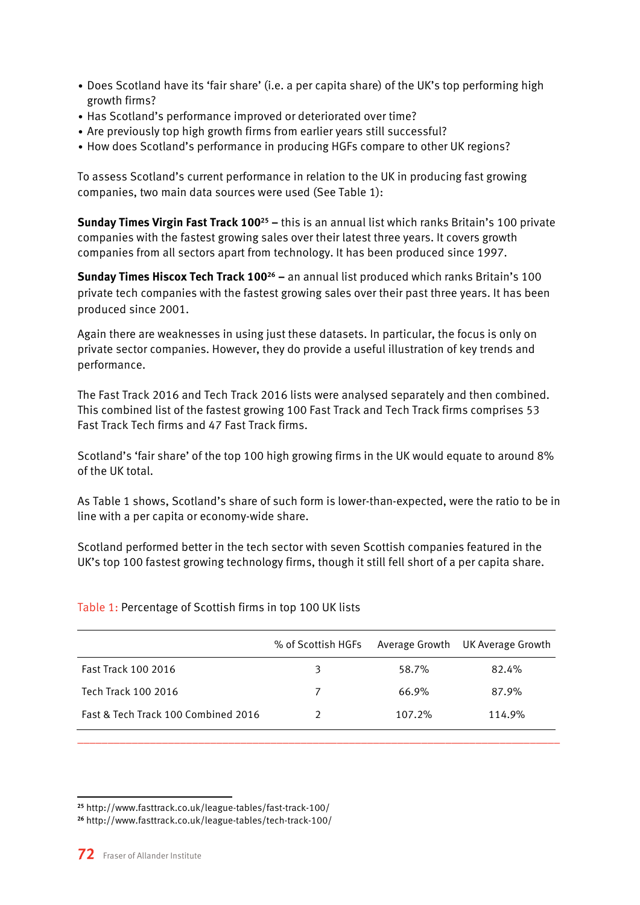- Does Scotland have its 'fair share' (i.e. a per capita share) of the UK's top performing high growth firms?
- Has Scotland's performance improved or deteriorated over time?
- Are previously top high growth firms from earlier years still successful?
- How does Scotland's performance in producing HGFs compare to other UK regions?

To assess Scotland's current performance in relation to the UK in producing fast growing companies, two main data sources were used (See Table 1):

**Sunday Times Virgin Fast Track 100[25] –** this is an annual list which ranks Britain's 100 private companies with the fastest growing sales over their latest three years. It covers growth companies from all sectors apart from technology. It has been produced since 1997.

**Sunday Times Hiscox Tech Track 100[26] –** an annual list produced which ranks Britain's 100 private tech companies with the fastest growing sales over their past three years. It has been produced since 2001.

Again there are weaknesses in using just these datasets. In particular, the focus is only on private sector companies. However, they do provide a useful illustration of key trends and performance.

The Fast Track 2016 and Tech Track 2016 lists were analysed separately and then combined. This combined list of the fastest growing 100 Fast Track and Tech Track firms comprises 53 Fast Track Tech firms and 47 Fast Track firms.

Scotland's 'fair share' of the top 100 high growing firms in the UK would equate to around 8% of the UK total.

As Table 1 shows, Scotland's share of such form is lower-than-expected, were the ratio to be in line with a per capita or economy-wide share.

Scotland performed better in the tech sector with seven Scottish companies featured in the UK's top 100 fastest growing technology firms, though it still fell short of a per capita share.

Table 1: Percentage of Scottish firms in top 100 UK lists

| | % of Scottish HGFs | Average Growth | UK Average Growth |
|---|---|---|---|
| Fast Track 100 2016 | 3 | 58.7% | 82.4% |
| Tech Track 100 2016 | 7 | 66.9% | 87.9% |
| Fast & Tech Track 100 Combined 2016 | 2 | 107.2% | 114.9% |

[25] http://www.fasttrack.co.uk/league-tables/fast-track-100/

[26] http://www.fasttrack.co.uk/league-tables/tech-track-100/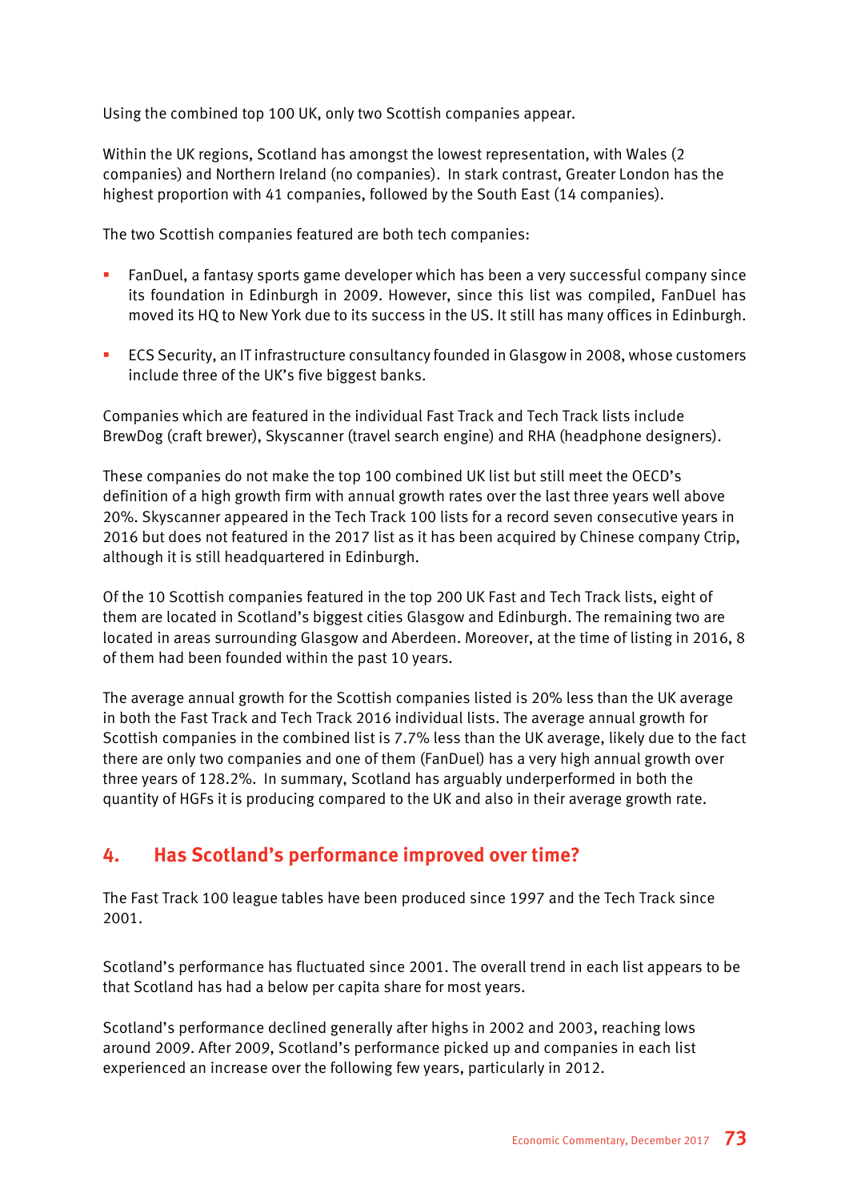Using the combined top 100 UK, only two Scottish companies appear.

Within the UK regions, Scotland has amongst the lowest representation, with Wales (2 companies) and Northern Ireland (no companies). In stark contrast, Greater London has the highest proportion with 41 companies, followed by the South East (14 companies).

The two Scottish companies featured are both tech companies:

- FanDuel, a fantasy sports game developer which has been a very successful company since its foundation in Edinburgh in 2009. However, since this list was compiled, FanDuel has moved its HQ to New York due to its success in the US. It still has many offices in Edinburgh.
- ECS Security, an IT infrastructure consultancy founded in Glasgow in 2008, whose customers include three of the UK's five biggest banks.

Companies which are featured in the individual Fast Track and Tech Track lists include BrewDog (craft brewer), Skyscanner (travel search engine) and RHA (headphone designers).

These companies do not make the top 100 combined UK list but still meet the OECD's definition of a high growth firm with annual growth rates over the last three years well above 20%. Skyscanner appeared in the Tech Track 100 lists for a record seven consecutive years in 2016 but does not featured in the 2017 list as it has been acquired by Chinese company Ctrip, although it is still headquartered in Edinburgh.

Of the 10 Scottish companies featured in the top 200 UK Fast and Tech Track lists, eight of them are located in Scotland's biggest cities Glasgow and Edinburgh. The remaining two are located in areas surrounding Glasgow and Aberdeen. Moreover, at the time of listing in 2016, 8 of them had been founded within the past 10 years.

The average annual growth for the Scottish companies listed is 20% less than the UK average in both the Fast Track and Tech Track 2016 individual lists. The average annual growth for Scottish companies in the combined list is 7.7% less than the UK average, likely due to the fact there are only two companies and one of them (FanDuel) has a very high annual growth over three years of 128.2%. In summary, Scotland has arguably underperformed in both the quantity of HGFs it is producing compared to the UK and also in their average growth rate.

## 4. Has Scotland's performance improved over time?

The Fast Track 100 league tables have been produced since 1997 and the Tech Track since 2001.

Scotland's performance has fluctuated since 2001. The overall trend in each list appears to be that Scotland has had a below per capita share for most years.

Scotland's performance declined generally after highs in 2002 and 2003, reaching lows around 2009. After 2009, Scotland's performance picked up and companies in each list experienced an increase over the following few years, particularly in 2012.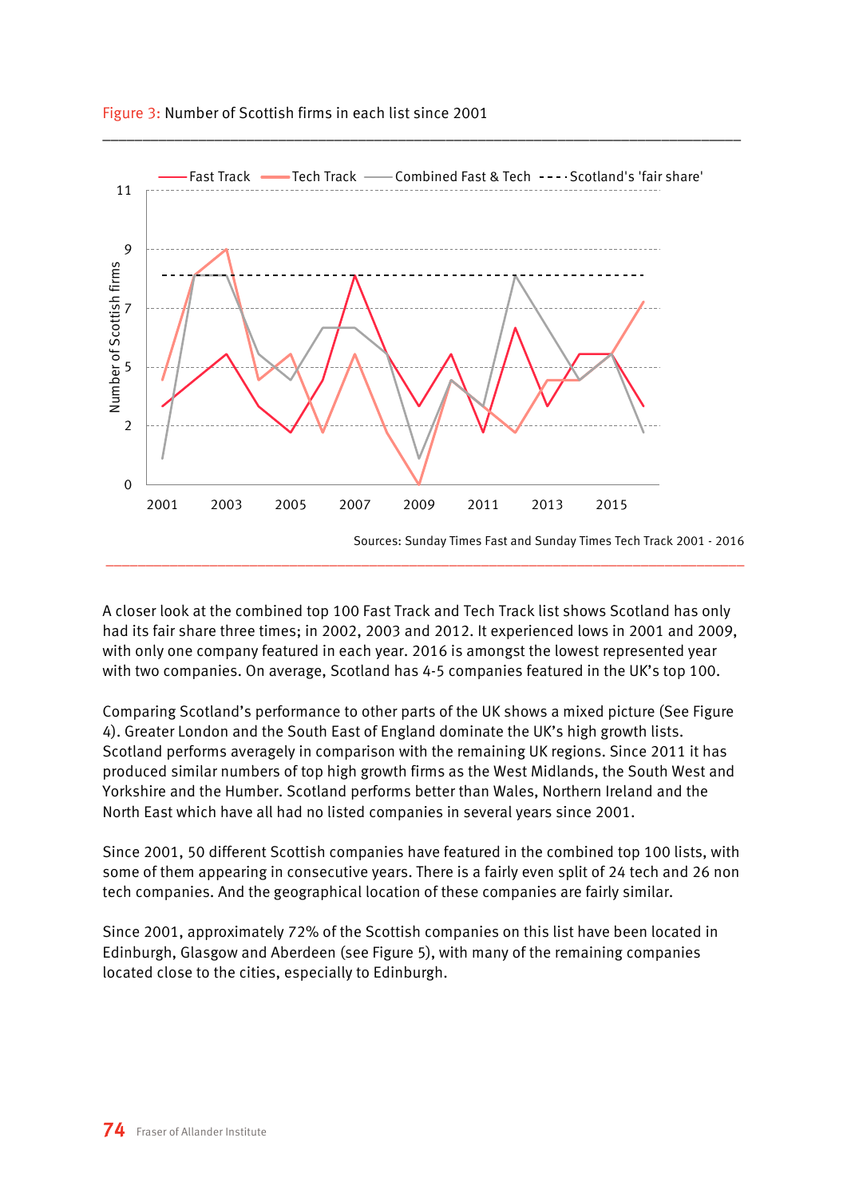Figure 3: Number of Scottish firms in each list since 2001

Sources: Sunday Times Fast and Sunday Times Tech Track 2001 - 2016

A closer look at the combined top 100 Fast Track and Tech Track list shows Scotland has only had its fair share three times; in 2002, 2003 and 2012. It experienced lows in 2001 and 2009, with only one company featured in each year. 2016 is amongst the lowest represented year with two companies. On average, Scotland has 4-5 companies featured in the UK's top 100.

Comparing Scotland's performance to other parts of the UK shows a mixed picture (See Figure 4). Greater London and the South East of England dominate the UK's high growth lists. Scotland performs averagely in comparison with the remaining UK regions. Since 2011 it has produced similar numbers of top high growth firms as the West Midlands, the South West and Yorkshire and the Humber. Scotland performs better than Wales, Northern Ireland and the North East which have all had no listed companies in several years since 2001.

Since 2001, 50 different Scottish companies have featured in the combined top 100 lists, with some of them appearing in consecutive years. There is a fairly even split of 24 tech and 26 non tech companies. And the geographical location of these companies are fairly similar.

Since 2001, approximately 72% of the Scottish companies on this list have been located in Edinburgh, Glasgow and Aberdeen (see Figure 5), with many of the remaining companies located close to the cities, especially to Edinburgh.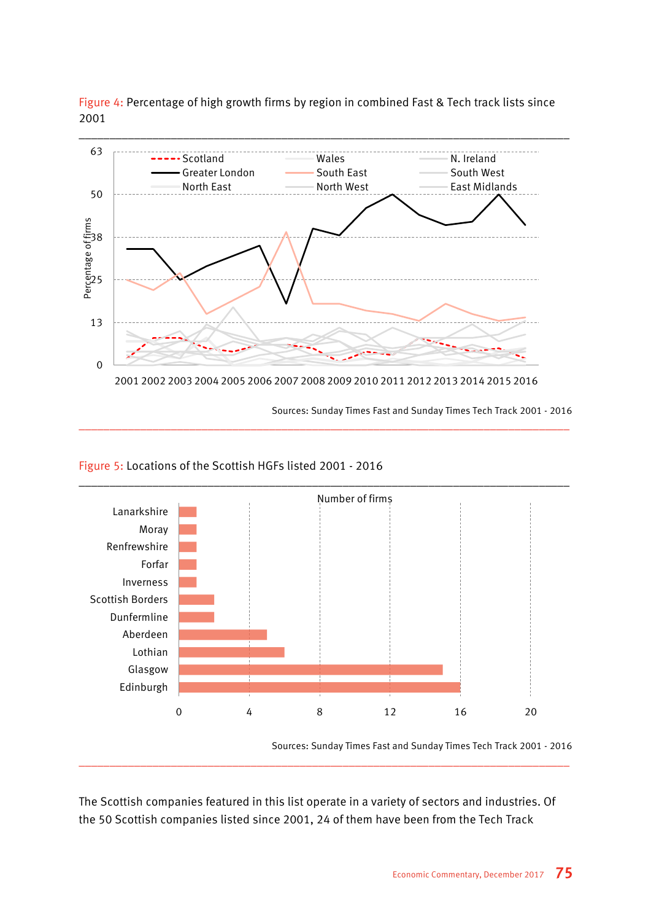Figure 4: Percentage of high growth firms by region in combined Fast & Tech track lists since 2001

Sources: Sunday Times Fast and Sunday Times Tech Track 2001 - 2016

Figure 5: Locations of the Scottish HGFs listed 2001 - 2016

Sources: Sunday Times Fast and Sunday Times Tech Track 2001 - 2016

The Scottish companies featured in this list operate in a variety of sectors and industries. Of the 50 Scottish companies listed since 2001, 24 of them have been from the Tech Track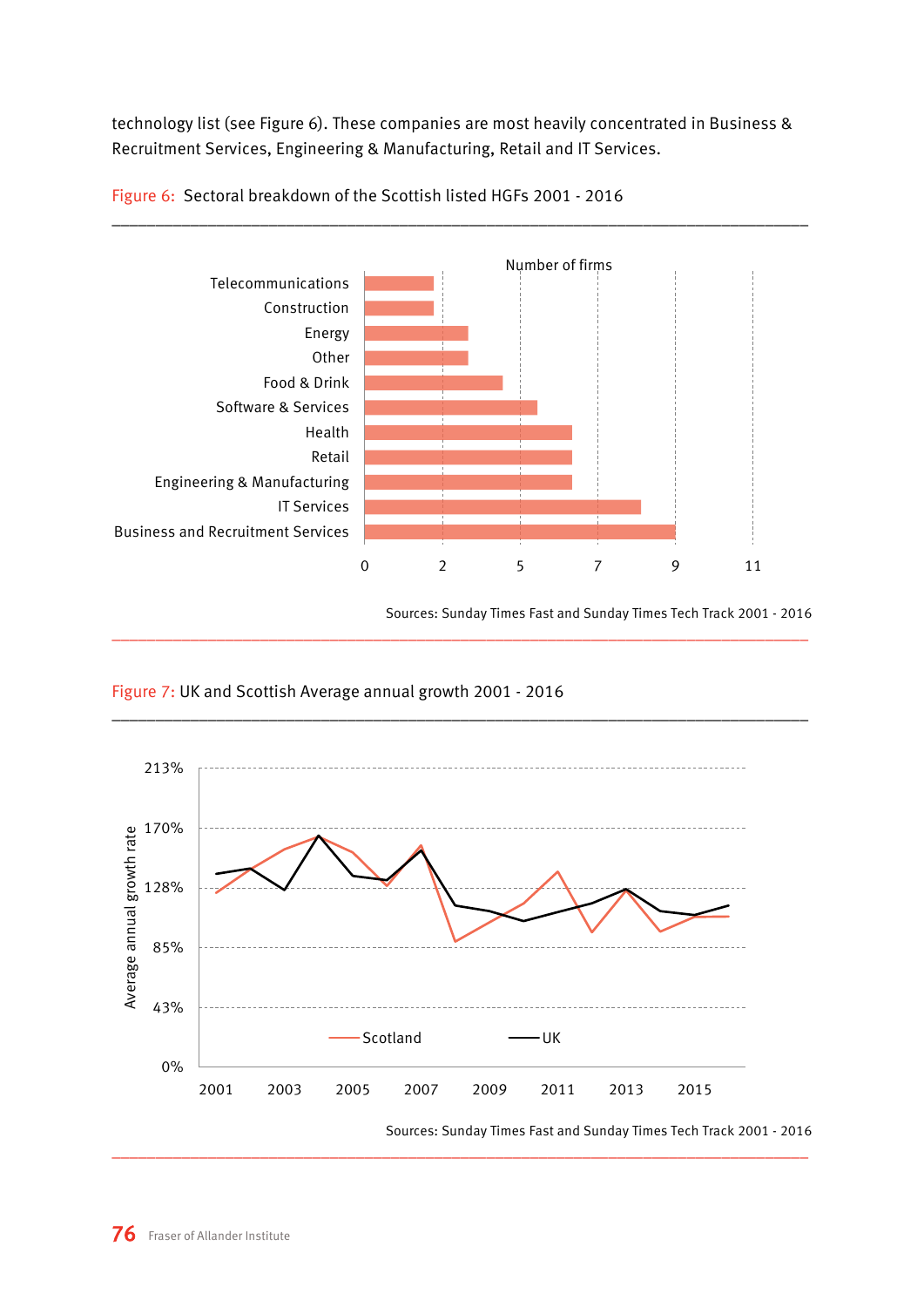technology list (see Figure 6). These companies are most heavily concentrated in Business & Recruitment Services, Engineering & Manufacturing, Retail and IT Services.

Figure 6: Sectoral breakdown of the Scottish listed HGFs 2001 - 2016

Sources: Sunday Times Fast and Sunday Times Tech Track 2001 - 2016

Figure 7: UK and Scottish Average annual growth 2001 - 2016

Sources: Sunday Times Fast and Sunday Times Tech Track 2001 - 2016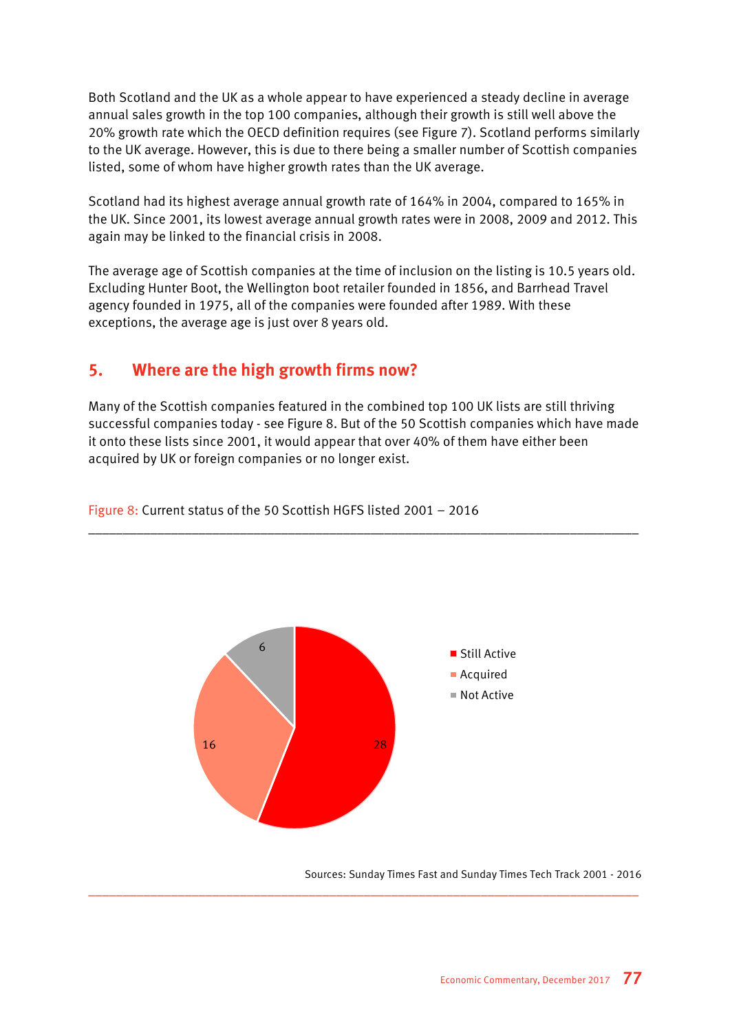Both Scotland and the UK as a whole appear to have experienced a steady decline in average annual sales growth in the top 100 companies, although their growth is still well above the 20% growth rate which the OECD definition requires (see Figure 7). Scotland performs similarly to the UK average. However, this is due to there being a smaller number of Scottish companies listed, some of whom have higher growth rates than the UK average.

Scotland had its highest average annual growth rate of 164% in 2004, compared to 165% in the UK. Since 2001, its lowest average annual growth rates were in 2008, 2009 and 2012. This again may be linked to the financial crisis in 2008.

The average age of Scottish companies at the time of inclusion on the listing is 10.5 years old. Excluding Hunter Boot, the Wellington boot retailer founded in 1856, and Barrhead Travel agency founded in 1975, all of the companies were founded after 1989. With these exceptions, the average age is just over 8 years old.

## 5. Where are the high growth firms now?

Many of the Scottish companies featured in the combined top 100 UK lists are still thriving successful companies today - see Figure 8. But of the 50 Scottish companies which have made it onto these lists since 2001, it would appear that over 40% of them have either been acquired by UK or foreign companies or no longer exist.

Figure 8: Current status of the 50 Scottish HGFS listed 2001 – 2016

| Status | Number |
|---|---|
| Still Active | 28 |
| Acquired | 16 |
| Not Active | 6 |

Sources: Sunday Times Fast and Sunday Times Tech Track 2001 - 2016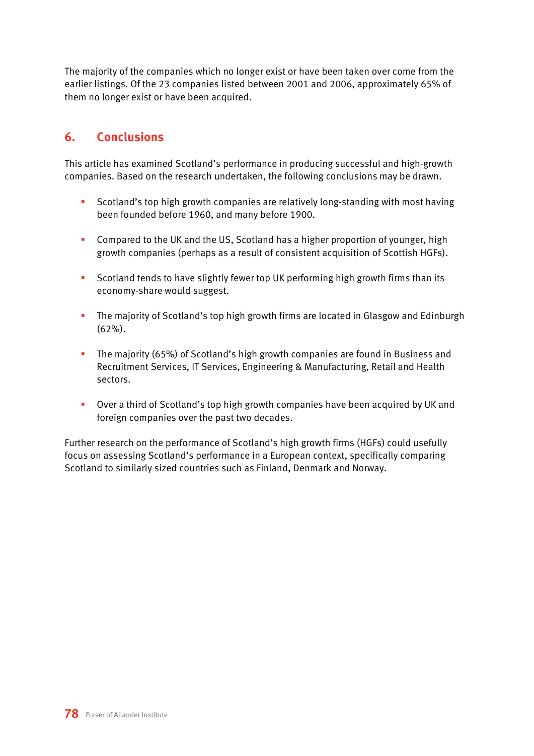The majority of the companies which no longer exist or have been taken over come from the earlier listings. Of the 23 companies listed between 2001 and 2006, approximately 65% of them no longer exist or have been acquired.

## 6. Conclusions

This article has examined Scotland's performance in producing successful and high-growth companies. Based on the research undertaken, the following conclusions may be drawn.

- Scotland's top high growth companies are relatively long-standing with most having been founded before 1960, and many before 1900.
- Compared to the UK and the US, Scotland has a higher proportion of younger, high growth companies (perhaps as a result of consistent acquisition of Scottish HGFs).
- Scotland tends to have slightly fewer top UK performing high growth firms than its economy-share would suggest.
- The majority of Scotland's top high growth firms are located in Glasgow and Edinburgh (62%).
- The majority (65%) of Scotland's high growth companies are found in Business and Recruitment Services, IT Services, Engineering & Manufacturing, Retail and Health sectors.
- Over a third of Scotland's top high growth companies have been acquired by UK and foreign companies over the past two decades.

Further research on the performance of Scotland's high growth firms (HGFs) could usefully focus on assessing Scotland's performance in a European context, specifically comparing Scotland to similarly sized countries such as Finland, Denmark and Norway.